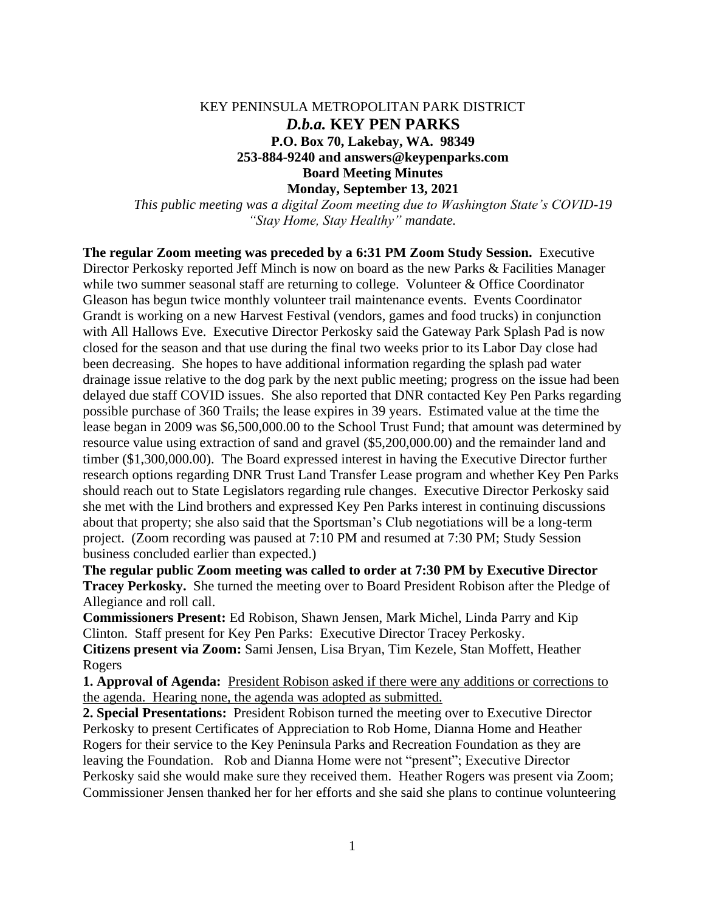KEY PENINSULA METROPOLITAN PARK DISTRICT

***D.b.a.* KEY PEN PARKS**

**P.O. Box 70, Lakebay, WA. 98349**

**253-884-9240 and answers@keypenparks.com**

**Board Meeting Minutes**

**Monday, September 13, 2021**

*This public meeting was a digital Zoom meeting due to Washington State's COVID-19 "Stay Home, Stay Healthy" mandate.*

**The regular Zoom meeting was preceded by a 6:31 PM Zoom Study Session.** Executive Director Perkosky reported Jeff Minch is now on board as the new Parks & Facilities Manager while two summer seasonal staff are returning to college. Volunteer & Office Coordinator Gleason has begun twice monthly volunteer trail maintenance events. Events Coordinator Grandt is working on a new Harvest Festival (vendors, games and food trucks) in conjunction with All Hallows Eve. Executive Director Perkosky said the Gateway Park Splash Pad is now closed for the season and that use during the final two weeks prior to its Labor Day close had been decreasing. She hopes to have additional information regarding the splash pad water drainage issue relative to the dog park by the next public meeting; progress on the issue had been delayed due staff COVID issues. She also reported that DNR contacted Key Pen Parks regarding possible purchase of 360 Trails; the lease expires in 39 years. Estimated value at the time the lease began in 2009 was $6,500,000.00 to the School Trust Fund; that amount was determined by resource value using extraction of sand and gravel ($5,200,000.00) and the remainder land and timber ($1,300,000.00). The Board expressed interest in having the Executive Director further research options regarding DNR Trust Land Transfer Lease program and whether Key Pen Parks should reach out to State Legislators regarding rule changes. Executive Director Perkosky said she met with the Lind brothers and expressed Key Pen Parks interest in continuing discussions about that property; she also said that the Sportsman's Club negotiations will be a long-term project. (Zoom recording was paused at 7:10 PM and resumed at 7:30 PM; Study Session business concluded earlier than expected.)

**The regular public Zoom meeting was called to order at 7:30 PM by Executive Director Tracey Perkosky.** She turned the meeting over to Board President Robison after the Pledge of Allegiance and roll call.

**Commissioners Present:** Ed Robison, Shawn Jensen, Mark Michel, Linda Parry and Kip Clinton. Staff present for Key Pen Parks: Executive Director Tracey Perkosky.

**Citizens present via Zoom:** Sami Jensen, Lisa Bryan, Tim Kezele, Stan Moffett, Heather Rogers

**1. Approval of Agenda:** <u>President Robison asked if there were any additions or corrections to the agenda. Hearing none, the agenda was adopted as submitted.</u>

**2. Special Presentations:** President Robison turned the meeting over to Executive Director Perkosky to present Certificates of Appreciation to Rob Home, Dianna Home and Heather Rogers for their service to the Key Peninsula Parks and Recreation Foundation as they are leaving the Foundation. Rob and Dianna Home were not "present"; Executive Director Perkosky said she would make sure they received them. Heather Rogers was present via Zoom; Commissioner Jensen thanked her for her efforts and she said she plans to continue volunteering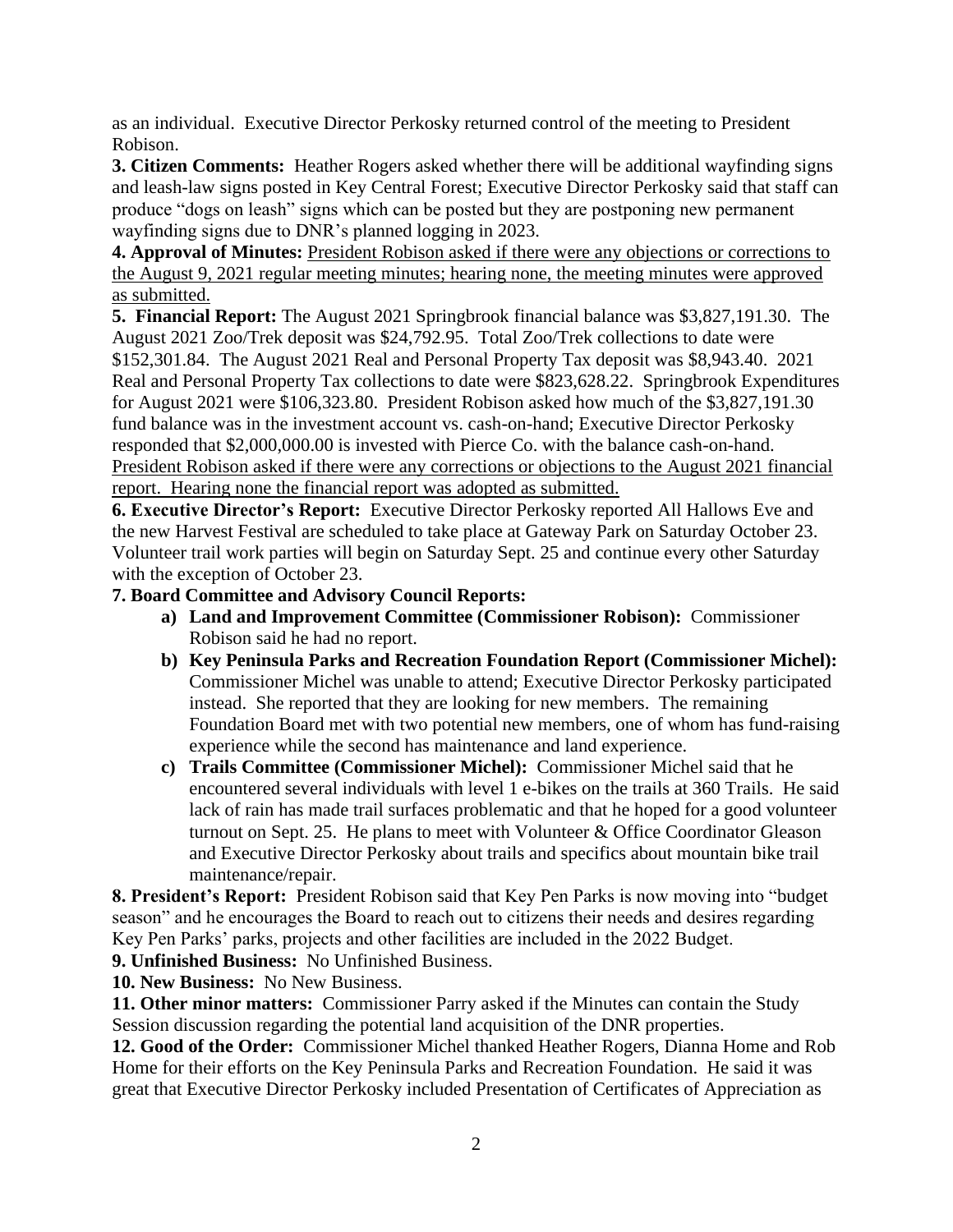as an individual. Executive Director Perkosky returned control of the meeting to President Robison.

**3. Citizen Comments:** Heather Rogers asked whether there will be additional wayfinding signs and leash-law signs posted in Key Central Forest; Executive Director Perkosky said that staff can produce "dogs on leash" signs which can be posted but they are postponing new permanent wayfinding signs due to DNR's planned logging in 2023.

**4. Approval of Minutes:** <u>President Robison asked if there were any objections or corrections to the August 9, 2021 regular meeting minutes; hearing none, the meeting minutes were approved as submitted.</u>

**5. Financial Report:** The August 2021 Springbrook financial balance was $3,827,191.30. The August 2021 Zoo/Trek deposit was $24,792.95. Total Zoo/Trek collections to date were $152,301.84. The August 2021 Real and Personal Property Tax deposit was $8,943.40. 2021 Real and Personal Property Tax collections to date were $823,628.22. Springbrook Expenditures for August 2021 were $106,323.80. President Robison asked how much of the $3,827,191.30 fund balance was in the investment account vs. cash-on-hand; Executive Director Perkosky responded that $2,000,000.00 is invested with Pierce Co. with the balance cash-on-hand. <u>President Robison asked if there were any corrections or objections to the August 2021 financial report. Hearing none the financial report was adopted as submitted.</u>

**6. Executive Director's Report:** Executive Director Perkosky reported All Hallows Eve and the new Harvest Festival are scheduled to take place at Gateway Park on Saturday October 23. Volunteer trail work parties will begin on Saturday Sept. 25 and continue every other Saturday with the exception of October 23.

**7. Board Committee and Advisory Council Reports:**

- **a) Land and Improvement Committee (Commissioner Robison):** Commissioner Robison said he had no report.
- **b) Key Peninsula Parks and Recreation Foundation Report (Commissioner Michel):** Commissioner Michel was unable to attend; Executive Director Perkosky participated instead. She reported that they are looking for new members. The remaining Foundation Board met with two potential new members, one of whom has fund-raising experience while the second has maintenance and land experience.
- **c) Trails Committee (Commissioner Michel):** Commissioner Michel said that he encountered several individuals with level 1 e-bikes on the trails at 360 Trails. He said lack of rain has made trail surfaces problematic and that he hoped for a good volunteer turnout on Sept. 25. He plans to meet with Volunteer & Office Coordinator Gleason and Executive Director Perkosky about trails and specifics about mountain bike trail maintenance/repair.

**8. President's Report:** President Robison said that Key Pen Parks is now moving into "budget season" and he encourages the Board to reach out to citizens their needs and desires regarding Key Pen Parks' parks, projects and other facilities are included in the 2022 Budget.

**9. Unfinished Business:** No Unfinished Business.

**10. New Business:** No New Business.

**11. Other minor matters:** Commissioner Parry asked if the Minutes can contain the Study Session discussion regarding the potential land acquisition of the DNR properties.

**12. Good of the Order:** Commissioner Michel thanked Heather Rogers, Dianna Home and Rob Home for their efforts on the Key Peninsula Parks and Recreation Foundation. He said it was great that Executive Director Perkosky included Presentation of Certificates of Appreciation as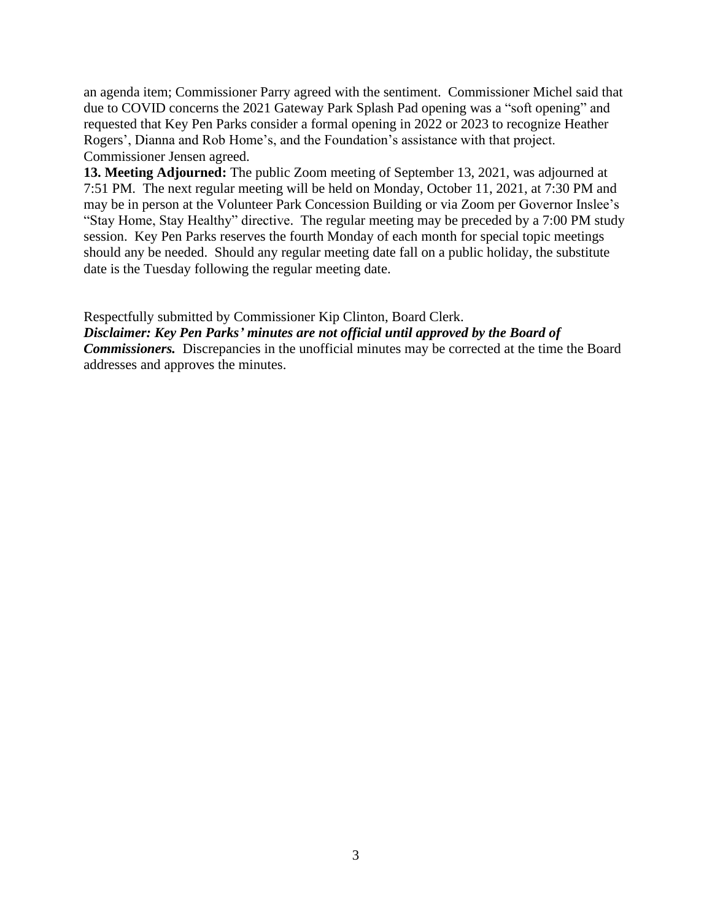an agenda item; Commissioner Parry agreed with the sentiment. Commissioner Michel said that due to COVID concerns the 2021 Gateway Park Splash Pad opening was a "soft opening" and requested that Key Pen Parks consider a formal opening in 2022 or 2023 to recognize Heather Rogers', Dianna and Rob Home's, and the Foundation's assistance with that project. Commissioner Jensen agreed.

**13. Meeting Adjourned:** The public Zoom meeting of September 13, 2021, was adjourned at 7:51 PM. The next regular meeting will be held on Monday, October 11, 2021, at 7:30 PM and may be in person at the Volunteer Park Concession Building or via Zoom per Governor Inslee's "Stay Home, Stay Healthy" directive. The regular meeting may be preceded by a 7:00 PM study session. Key Pen Parks reserves the fourth Monday of each month for special topic meetings should any be needed. Should any regular meeting date fall on a public holiday, the substitute date is the Tuesday following the regular meeting date.

Respectfully submitted by Commissioner Kip Clinton, Board Clerk.

***Disclaimer: Key Pen Parks' minutes are not official until approved by the Board of Commissioners.*** Discrepancies in the unofficial minutes may be corrected at the time the Board addresses and approves the minutes.